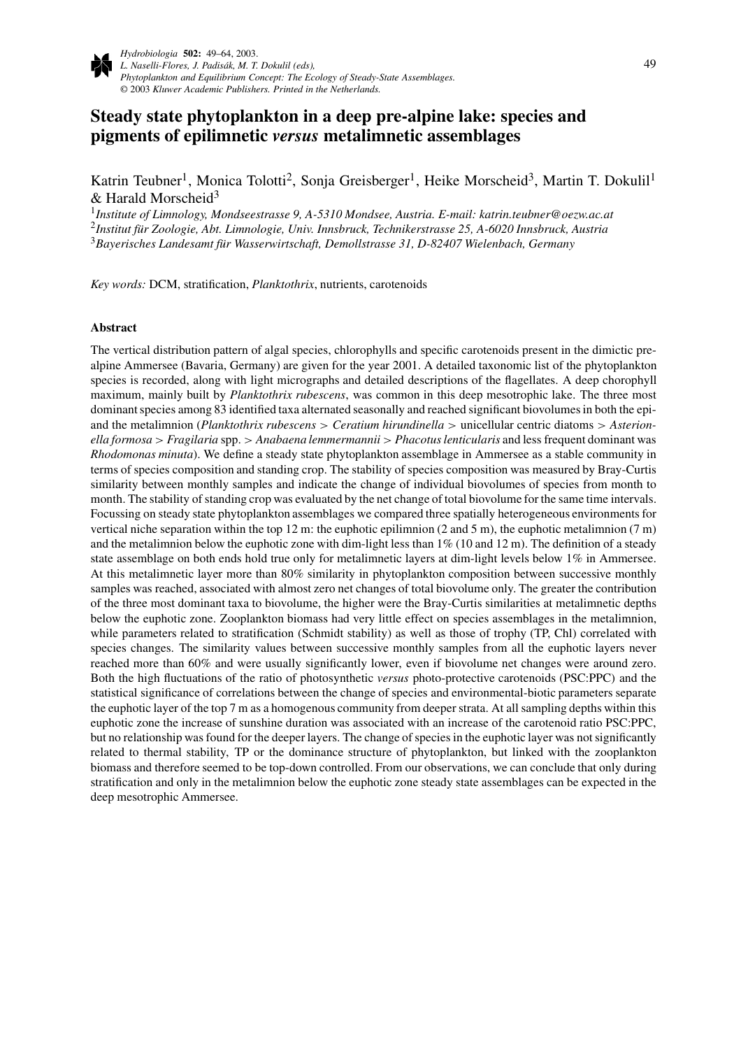# Steady state phytoplankton in a deep pre-alpine lake: species and pigments of epilimnetic *versus* metalimnetic assemblages

Katrin Teubner[1], Monica Tolotti[2], Sonja Greisberger[1], Heike Morscheid[3], Martin T. Dokulil[1] & Harald Morscheid[3]

[1]*Institute of Limnology, Mondseestrasse 9, A-5310 Mondsee, Austria. E-mail: katrin.teubner@oezw.ac.at*
[2]*Institut für Zoologie, Abt. Limnologie, Univ. Innsbruck, Technikerstrasse 25, A-6020 Innsbruck, Austria*
[3]*Bayerisches Landesamt für Wasserwirtschaft, Demollstrasse 31, D-82407 Wielenbach, Germany*

*Key words:* DCM, stratification, *Planktothrix*, nutrients, carotenoids

## Abstract

The vertical distribution pattern of algal species, chlorophylls and specific carotenoids present in the dimictic pre-alpine Ammersee (Bavaria, Germany) are given for the year 2001. A detailed taxonomic list of the phytoplankton species is recorded, along with light micrographs and detailed descriptions of the flagellates. A deep chorophyll maximum, mainly built by *Planktothrix rubescens*, was common in this deep mesotrophic lake. The three most dominant species among 83 identified taxa alternated seasonally and reached significant biovolumes in both the epi- and the metalimnion (*Planktothrix rubescens* > *Ceratium hirundinella* > unicellular centric diatoms > *Asterionella formosa* > *Fragilaria* spp. > *Anabaena lemmermannii* > *Phacotus lenticularis* and less frequent dominant was *Rhodomonas minuta*). We define a steady state phytoplankton assemblage in Ammersee as a stable community in terms of species composition and standing crop. The stability of species composition was measured by Bray-Curtis similarity between monthly samples and indicate the change of individual biovolumes of species from month to month. The stability of standing crop was evaluated by the net change of total biovolume for the same time intervals. Focussing on steady state phytoplankton assemblages we compared three spatially heterogeneous environments for vertical niche separation within the top 12 m: the euphotic epilimnion (2 and 5 m), the euphotic metalimnion (7 m) and the metalimnion below the euphotic zone with dim-light less than 1% (10 and 12 m). The definition of a steady state assemblage on both ends hold true only for metalimnetic layers at dim-light levels below 1% in Ammersee. At this metalimnetic layer more than 80% similarity in phytoplankton composition between successive monthly samples was reached, associated with almost zero net changes of total biovolume only. The greater the contribution of the three most dominant taxa to biovolume, the higher were the Bray-Curtis similarities at metalimnetic depths below the euphotic zone. Zooplankton biomass had very little effect on species assemblages in the metalimnion, while parameters related to stratification (Schmidt stability) as well as those of trophy (TP, Chl) correlated with species changes. The similarity values between successive monthly samples from all the euphotic layers never reached more than 60% and were usually significantly lower, even if biovolume net changes were around zero. Both the high fluctuations of the ratio of photosynthetic *versus* photo-protective carotenoids (PSC:PPC) and the statistical significance of correlations between the change of species and environmental-biotic parameters separate the euphotic layer of the top 7 m as a homogenous community from deeper strata. At all sampling depths within this euphotic zone the increase of sunshine duration was associated with an increase of the carotenoid ratio PSC:PPC, but no relationship was found for the deeper layers. The change of species in the euphotic layer was not significantly related to thermal stability, TP or the dominance structure of phytoplankton, but linked with the zooplankton biomass and therefore seemed to be top-down controlled. From our observations, we can conclude that only during stratification and only in the metalimnion below the euphotic zone steady state assemblages can be expected in the deep mesotrophic Ammersee.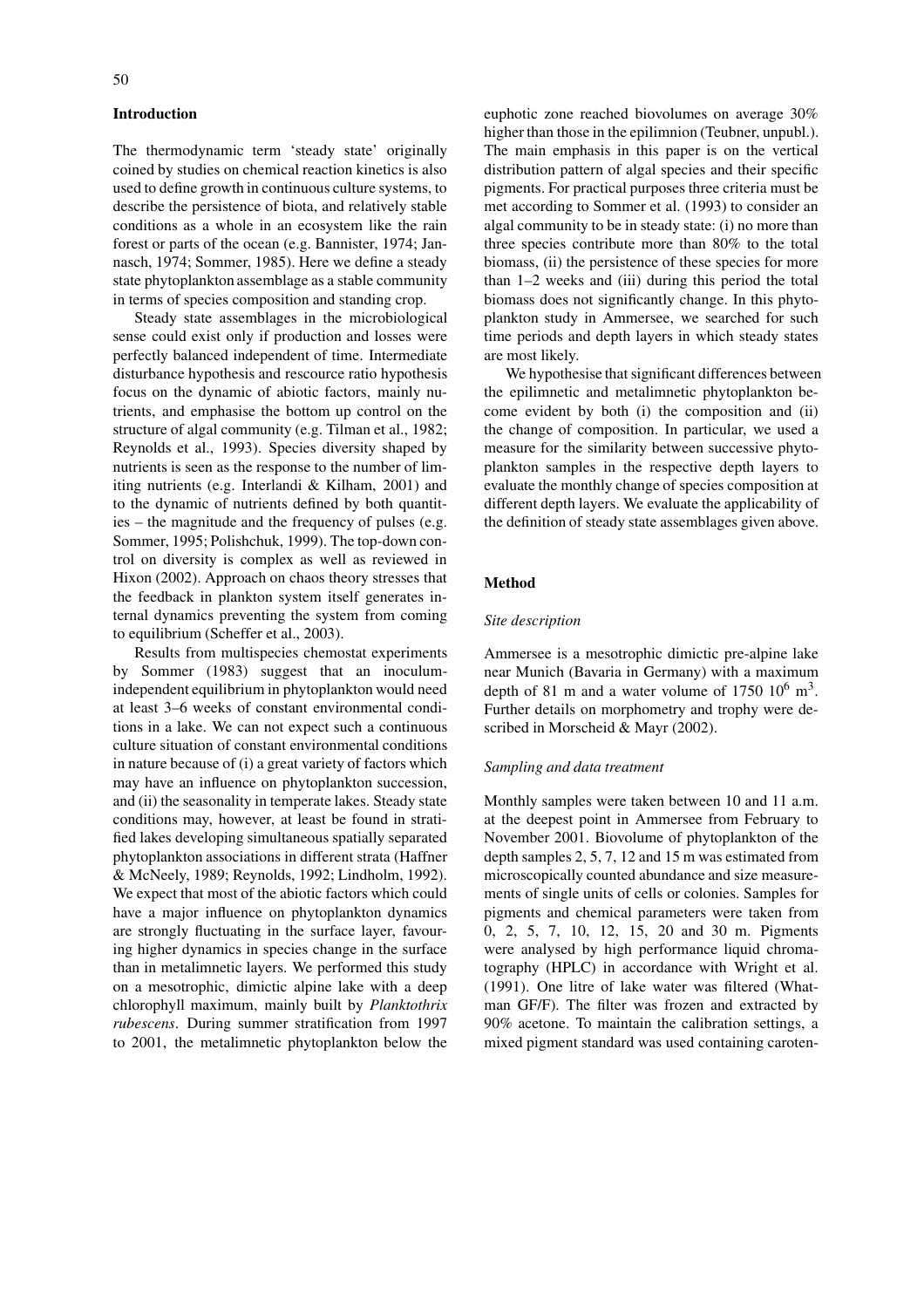## Introduction

The thermodynamic term 'steady state' originally coined by studies on chemical reaction kinetics is also used to define growth in continuous culture systems, to describe the persistence of biota, and relatively stable conditions as a whole in an ecosystem like the rain forest or parts of the ocean (e.g. Bannister, 1974; Jannasch, 1974; Sommer, 1985). Here we define a steady state phytoplankton assemblage as a stable community in terms of species composition and standing crop.

Steady state assemblages in the microbiological sense could exist only if production and losses were perfectly balanced independent of time. Intermediate disturbance hypothesis and rescource ratio hypothesis focus on the dynamic of abiotic factors, mainly nutrients, and emphasise the bottom up control on the structure of algal community (e.g. Tilman et al., 1982; Reynolds et al., 1993). Species diversity shaped by nutrients is seen as the response to the number of limiting nutrients (e.g. Interlandi & Kilham, 2001) and to the dynamic of nutrients defined by both quantities – the magnitude and the frequency of pulses (e.g. Sommer, 1995; Polishchuk, 1999). The top-down control on diversity is complex as well as reviewed in Hixon (2002). Approach on chaos theory stresses that the feedback in plankton system itself generates internal dynamics preventing the system from coming to equilibrium (Scheffer et al., 2003).

Results from multispecies chemostat experiments by Sommer (1983) suggest that an inoculum-independent equilibrium in phytoplankton would need at least 3–6 weeks of constant environmental conditions in a lake. We can not expect such a continuous culture situation of constant environmental conditions in nature because of (i) a great variety of factors which may have an influence on phytoplankton succession, and (ii) the seasonality in temperate lakes. Steady state conditions may, however, at least be found in stratified lakes developing simultaneous spatially separated phytoplankton associations in different strata (Haffner & McNeely, 1989; Reynolds, 1992; Lindholm, 1992). We expect that most of the abiotic factors which could have a major influence on phytoplankton dynamics are strongly fluctuating in the surface layer, favouring higher dynamics in species change in the surface than in metalimnetic layers. We performed this study on a mesotrophic, dimictic alpine lake with a deep chlorophyll maximum, mainly built by *Planktothrix rubescens*. During summer stratification from 1997 to 2001, the metalimnetic phytoplankton below the euphotic zone reached biovolumes on average 30% higher than those in the epilimnion (Teubner, unpubl.). The main emphasis in this paper is on the vertical distribution pattern of algal species and their specific pigments. For practical purposes three criteria must be met according to Sommer et al. (1993) to consider an algal community to be in steady state: (i) no more than three species contribute more than 80% to the total biomass, (ii) the persistence of these species for more than 1–2 weeks and (iii) during this period the total biomass does not significantly change. In this phytoplankton study in Ammersee, we searched for such time periods and depth layers in which steady states are most likely.

We hypothesise that significant differences between the epilimnetic and metalimnetic phytoplankton become evident by both (i) the composition and (ii) the change of composition. In particular, we used a measure for the similarity between successive phytoplankton samples in the respective depth layers to evaluate the monthly change of species composition at different depth layers. We evaluate the applicability of the definition of steady state assemblages given above.

## Method

### *Site description*

Ammersee is a mesotrophic dimictic pre-alpine lake near Munich (Bavaria in Germany) with a maximum depth of 81 m and a water volume of 1750 $10^6$ $m^3$. Further details on morphometry and trophy were described in Morscheid & Mayr (2002).

### *Sampling and data treatment*

Monthly samples were taken between 10 and 11 a.m. at the deepest point in Ammersee from February to November 2001. Biovolume of phytoplankton of the depth samples 2, 5, 7, 12 and 15 m was estimated from microscopically counted abundance and size measurements of single units of cells or colonies. Samples for pigments and chemical parameters were taken from 0, 2, 5, 7, 10, 12, 15, 20 and 30 m. Pigments were analysed by high performance liquid chromatography (HPLC) in accordance with Wright et al. (1991). One litre of lake water was filtered (Whatman GF/F). The filter was frozen and extracted by 90% acetone. To maintain the calibration settings, a mixed pigment standard was used containing caroten-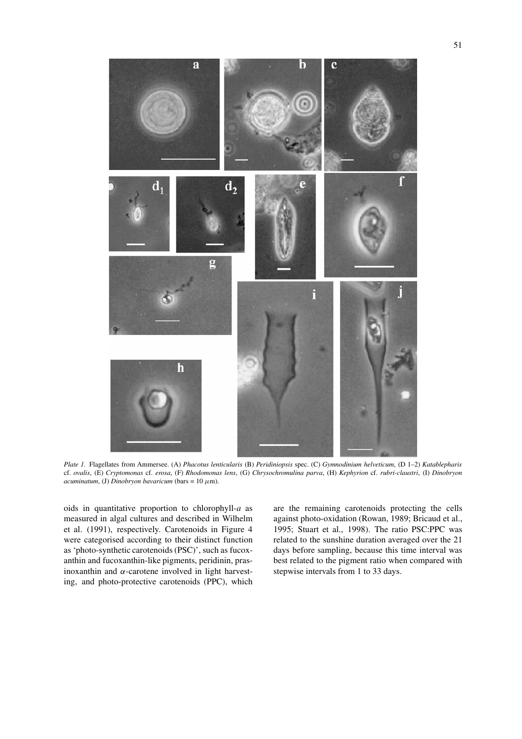*Plate 1.* Flagellates from Ammersee. (A) *Phacotus lenticularis* (B) *Peridiniopsis* spec. (C) *Gymnodinium helveticum*, (D 1–2) *Katablepharis* cf. *ovalis*, (E) *Cryptomonas* cf. *erosa*, (F) *Rhodomonas lens*, (G) *Chrysochromulina parva*, (H) *Kephyrion* cf. *rubri-claustri*, (I) *Dinobryon acuminatum*, (J) *Dinobryon bavaricum* (bars = 10 $\mu$m).

oids in quantitative proportion to chlorophyll-*a* as measured in algal cultures and described in Wilhelm et al. (1991), respectively. Carotenoids in Figure 4 were categorised according to their distinct function as 'photo-synthetic carotenoids (PSC)', such as fucoxanthin and fucoxanthin-like pigments, peridinin, prasinoxanthin and $\alpha$-carotene involved in light harvesting, and photo-protective carotenoids (PPC), which are the remaining carotenoids protecting the cells against photo-oxidation (Rowan, 1989; Bricaud et al., 1995; Stuart et al., 1998). The ratio PSC:PPC was related to the sunshine duration averaged over the 21 days before sampling, because this time interval was best related to the pigment ratio when compared with stepwise intervals from 1 to 33 days.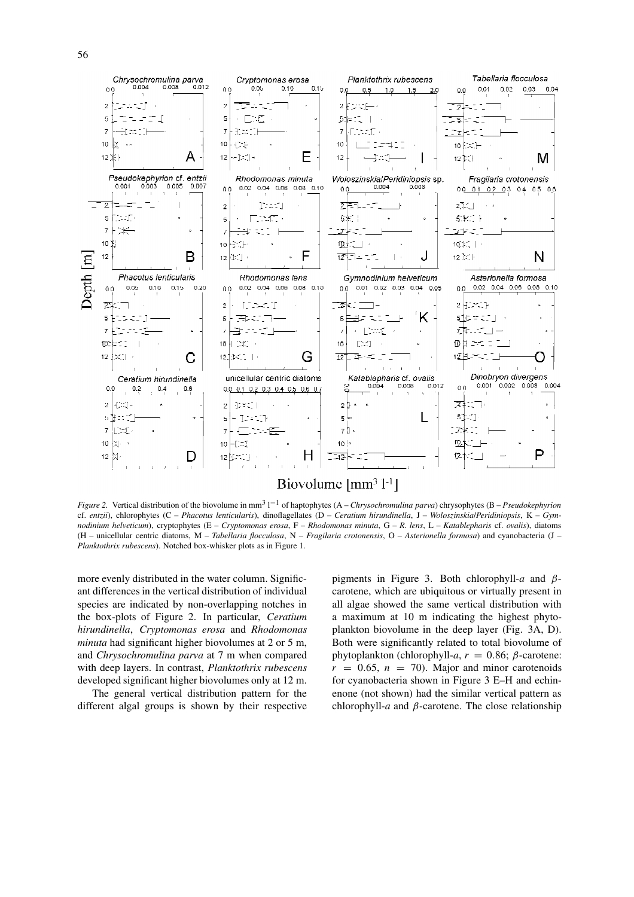*Figure 2.* Vertical distribution of the biovolume in mm$^3$ l$^{-1}$ of haptophytes (A – *Chrysochromulina parva*) chrysophytes (B – *Pseudokephyrion* cf. *entzii*), chlorophytes (C – *Phacotus lenticularis*), dinoflagellates (D – *Ceratium hirundinella*, J – *Woloszinskia/Peridiniopsis*, K – *Gymnodinium helveticum*), cryptophytes (E – *Cryptomonas erosa*, F – *Rhodomonas minuta*, G – *R. lens*, L – *Katablepharis* cf. *ovalis*), diatoms (H – unicellular centric diatoms, M – *Tabellaria flocculosa*, N – *Fragilaria crotonensis*, O – *Asterionella formosa*) and cyanobacteria (J – *Planktothrix rubescens*). Notched box-whisker plots as in Figure 1.

more evenly distributed in the water column. Significant differences in the vertical distribution of individual species are indicated by non-overlapping notches in the box-plots of Figure 2. In particular, *Ceratium hirundinella*, *Cryptomonas erosa* and *Rhodomonas minuta* had significant higher biovolumes at 2 or 5 m, and *Chrysochromulina parva* at 7 m when compared with deep layers. In contrast, *Planktothrix rubescens* developed significant higher biovolumes only at 12 m.

The general vertical distribution pattern for the different algal groups is shown by their respective pigments in Figure 3. Both chlorophyll-*a* and $\beta$-carotene, which are ubiquitous or virtually present in all algae showed the same vertical distribution with a maximum at 10 m indicating the highest phytoplankton biovolume in the deep layer (Fig. 3A, D). Both were significantly related to total biovolume of phytoplankton (chlorophyll-*a*, $r = 0.86$; $\beta$-carotene: $r = 0.65$, $n = 70$). Major and minor carotenoids for cyanobacteria shown in Figure 3 E–H and echinenone (not shown) had the similar vertical pattern as chlorophyll-*a* and $\beta$-carotene. The close relationship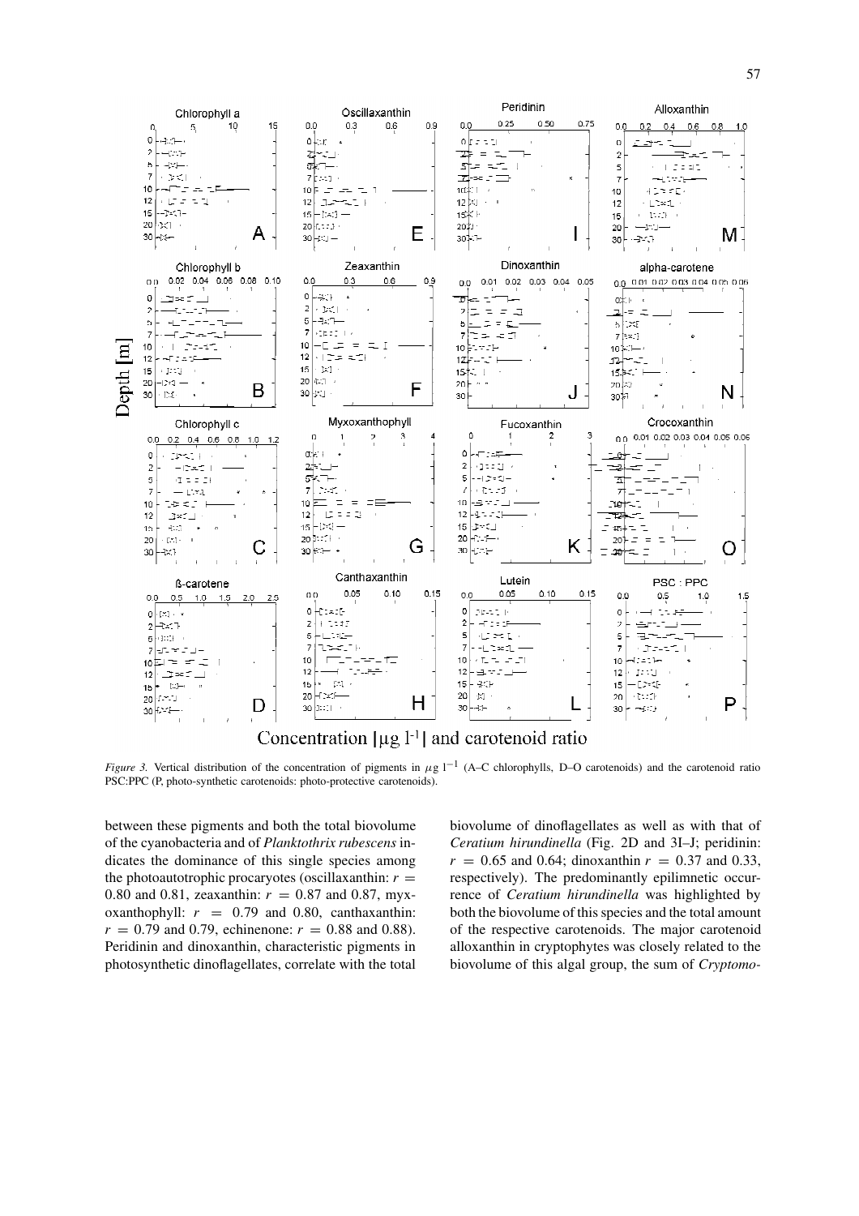*Figure 3.* Vertical distribution of the concentration of pigments in $\mu$g l$^{-1}$ (A–C chlorophylls, D–O carotenoids) and the carotenoid ratio PSC:PPC (P, photo-synthetic carotenoids: photo-protective carotenoids).

between these pigments and both the total biovolume of the cyanobacteria and of *Planktothrix rubescens* indicates the dominance of this single species among the photoautotrophic procaryotes (oscillaxanthin: $r = 0.80$ and 0.81, zeaxanthin: $r = 0.87$ and 0.87, myxoxanthophyll: $r = 0.79$ and 0.80, canthaxanthin: $r = 0.79$ and 0.79, echinenone: $r = 0.88$ and 0.88). Peridinin and dinoxanthin, characteristic pigments in photosynthetic dinoflagellates, correlate with the total biovolume of dinoflagellates as well as with that of *Ceratium hirundinella* (Fig. 2D and 3I–J; peridinin: $r = 0.65$ and 0.64; dinoxanthin $r = 0.37$ and 0.33, respectively). The predominantly epilimnetic occurrence of *Ceratium hirundinella* was highlighted by both the biovolume of this species and the total amount of the respective carotenoids. The major carotenoid alloxanthin in cryptophytes was closely related to the biovolume of this algal group, the sum of *Cryptomo-*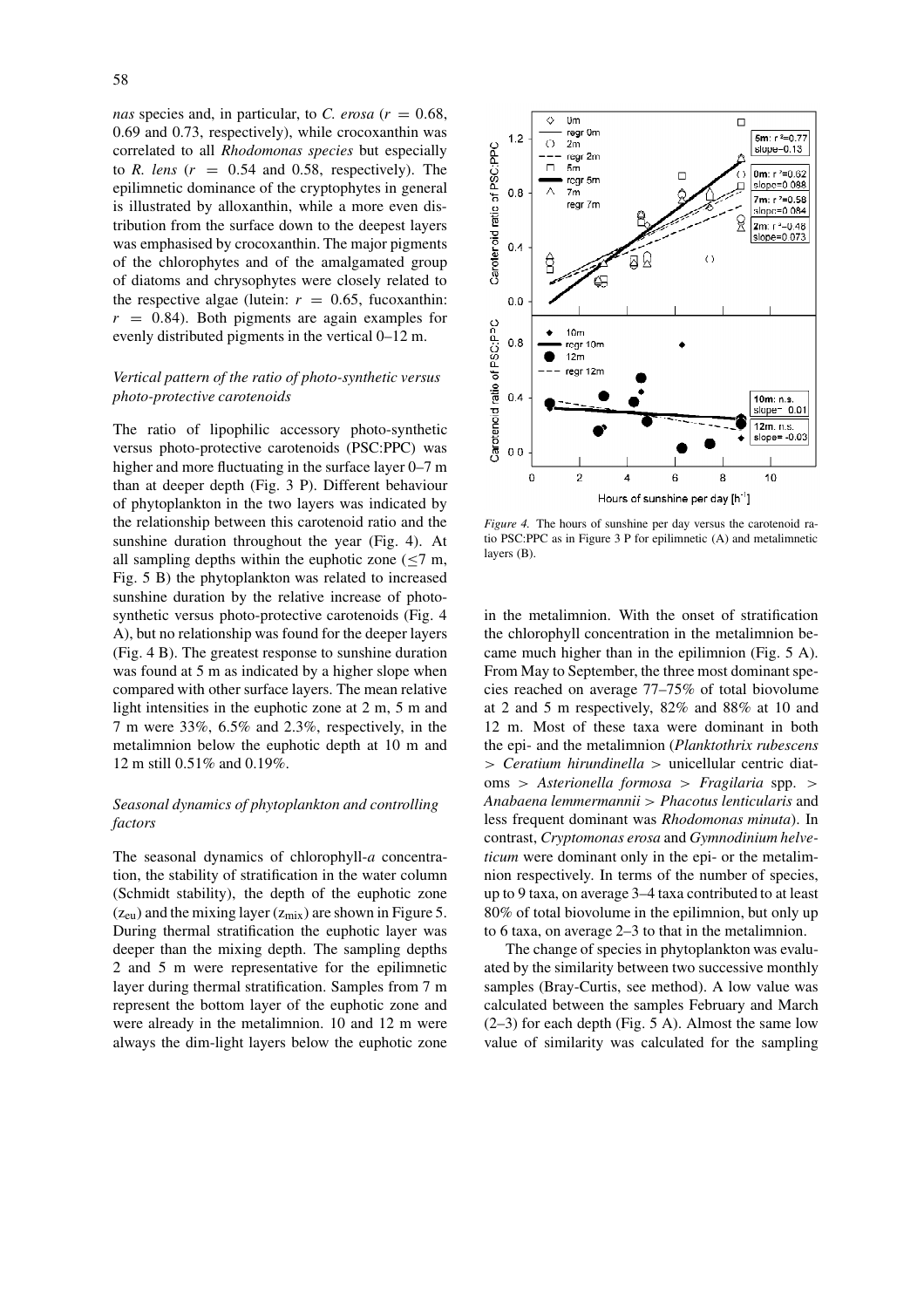*nas* species and, in particular, to *C. erosa* ($r = 0.68$, 0.69 and 0.73, respectively), while crocoxanthin was correlated to all *Rhodomonas species* but especially to *R. lens* ($r = 0.54$ and 0.58, respectively). The epilimnetic dominance of the cryptophytes in general is illustrated by alloxanthin, while a more even distribution from the surface down to the deepest layers was emphasised by crocoxanthin. The major pigments of the chlorophytes and of the amalgamated group of diatoms and chrysophytes were closely related to the respective algae (lutein: $r = 0.65$, fucoxanthin: $r = 0.84$). Both pigments are again examples for evenly distributed pigments in the vertical 0–12 m.

### *Vertical pattern of the ratio of photo-synthetic versus photo-protective carotenoids*

The ratio of lipophilic accessory photo-synthetic versus photo-protective carotenoids (PSC:PPC) was higher and more fluctuating in the surface layer 0–7 m than at deeper depth (Fig. 3 P). Different behaviour of phytoplankton in the two layers was indicated by the relationship between this carotenoid ratio and the sunshine duration throughout the year (Fig. 4). At all sampling depths within the euphotic zone ($\leq$7 m, Fig. 5 B) the phytoplankton was related to increased sunshine duration by the relative increase of photo-synthetic versus photo-protective carotenoids (Fig. 4 A), but no relationship was found for the deeper layers (Fig. 4 B). The greatest response to sunshine duration was found at 5 m as indicated by a higher slope when compared with other surface layers. The mean relative light intensities in the euphotic zone at 2 m, 5 m and 7 m were 33%, 6.5% and 2.3%, respectively, in the metalimnion below the euphotic depth at 10 m and 12 m still 0.51% and 0.19%.

### *Seasonal dynamics of phytoplankton and controlling factors*

The seasonal dynamics of chlorophyll-*a* concentration, the stability of stratification in the water column (Schmidt stability), the depth of the euphotic zone ($z_{eu}$) and the mixing layer ($z_{mix}$) are shown in Figure 5. During thermal stratification the euphotic layer was deeper than the mixing depth. The sampling depths 2 and 5 m were representative for the epilimnetic layer during thermal stratification. Samples from 7 m represent the bottom layer of the euphotic zone and were already in the metalimnion. 10 and 12 m were always the dim-light layers below the euphotic zone in the metalimnion. With the onset of stratification the chlorophyll concentration in the metalimnion became much higher than in the epilimnion (Fig. 5 A). From May to September, the three most dominant species reached on average 77–75% of total biovolume at 2 and 5 m respectively, 82% and 88% at 10 and 12 m. Most of these taxa were dominant in both the epi- and the metalimnion (*Planktothrix rubescens* > *Ceratium hirundinella* > unicellular centric diatoms > *Asterionella formosa* > *Fragilaria* spp. > *Anabaena lemmermannii* > *Phacotus lenticularis* and less frequent dominant was *Rhodomonas minuta*). In contrast, *Cryptomonas erosa* and *Gymnodinium helveticum* were dominant only in the epi- or the metalimnion respectively. In terms of the number of species, up to 9 taxa, on average 3–4 taxa contributed to at least 80% of total biovolume in the epilimnion, but only up to 6 taxa, on average 2–3 to that in the metalimnion.

The change of species in phytoplankton was evaluated by the similarity between two successive monthly samples (Bray-Curtis, see method). A low value was calculated between the samples February and March (2–3) for each depth (Fig. 5 A). Almost the same low value of similarity was calculated for the sampling

*Figure 4.* The hours of sunshine per day versus the carotenoid ratio PSC:PPC as in Figure 3 P for epilimnetic (A) and metalimnetic layers (B).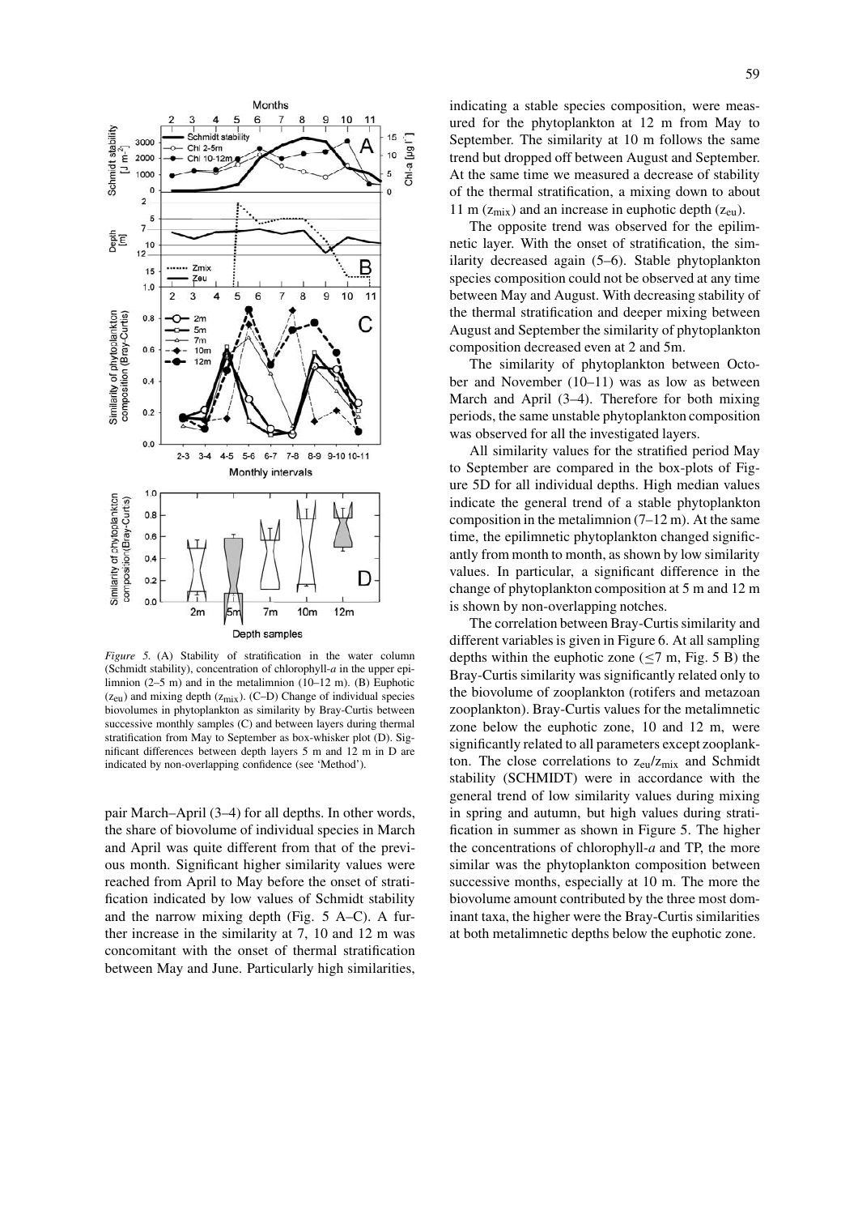*Figure 5.* (A) Stability of stratification in the water column (Schmidt stability), concentration of chlorophyll-*a* in the upper epilimnion (2–5 m) and in the metalimnion (10–12 m). (B) Euphotic ($z_{eu}$) and mixing depth ($z_{mix}$). (C–D) Change of individual species biovolumes in phytoplankton as similarity by Bray-Curtis between successive monthly samples (C) and between layers during thermal stratification from May to September as box-whisker plot (D). Significant differences between depth layers 5 m and 12 m in D are indicated by non-overlapping confidence (see 'Method').

pair March–April (3–4) for all depths. In other words, the share of biovolume of individual species in March and April was quite different from that of the previous month. Significant higher similarity values were reached from April to May before the onset of stratification indicated by low values of Schmidt stability and the narrow mixing depth (Fig. 5 A–C). A further increase in the similarity at 7, 10 and 12 m was concomitant with the onset of thermal stratification between May and June. Particularly high similarities, indicating a stable species composition, were measured for the phytoplankton at 12 m from May to September. The similarity at 10 m follows the same trend but dropped off between August and September. At the same time we measured a decrease of stability of the thermal stratification, a mixing down to about 11 m ($z_{mix}$) and an increase in euphotic depth ($z_{eu}$).

The opposite trend was observed for the epilimnetic layer. With the onset of stratification, the similarity decreased again (5–6). Stable phytoplankton species composition could not be observed at any time between May and August. With decreasing stability of the thermal stratification and deeper mixing between August and September the similarity of phytoplankton composition decreased even at 2 and 5m.

The similarity of phytoplankton between October and November (10–11) was as low as between March and April (3–4). Therefore for both mixing periods, the same unstable phytoplankton composition was observed for all the investigated layers.

All similarity values for the stratified period May to September are compared in the box-plots of Figure 5D for all individual depths. High median values indicate the general trend of a stable phytoplankton composition in the metalimnion (7–12 m). At the same time, the epilimnetic phytoplankton changed significantly from month to month, as shown by low similarity values. In particular, a significant difference in the change of phytoplankton composition at 5 m and 12 m is shown by non-overlapping notches.

The correlation between Bray-Curtis similarity and different variables is given in Figure 6. At all sampling depths within the euphotic zone ($\leq$7 m, Fig. 5 B) the Bray-Curtis similarity was significantly related only to the biovolume of zooplankton (rotifers and metazoan zooplankton). Bray-Curtis values for the metalimnetic zone below the euphotic zone, 10 and 12 m, were significantly related to all parameters except zooplankton. The close correlations to $z_{eu}/z_{mix}$ and Schmidt stability (SCHMIDT) were in accordance with the general trend of low similarity values during mixing in spring and autumn, but high values during stratification in summer as shown in Figure 5. The higher the concentrations of chlorophyll-*a* and TP, the more similar was the phytoplankton composition between successive months, especially at 10 m. The more the biovolume amount contributed by the three most dominant taxa, the higher were the Bray-Curtis similarities at both metalimnetic depths below the euphotic zone.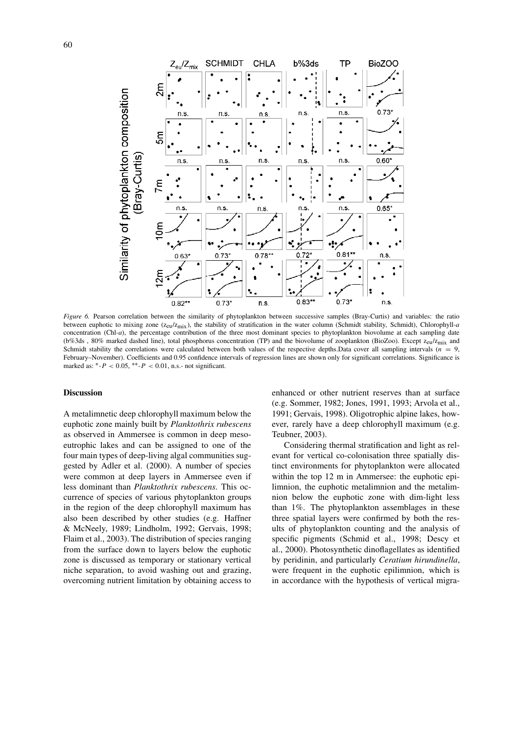*Figure 6.* Pearson correlation between the similarity of phytoplankton between successive samples (Bray-Curtis) and variables: the ratio between euphotic to mixing zone ($z_{eu}/z_{mix}$), the stability of stratification in the water column (Schmidt stability, Schmidt), Chlorophyll-*a* concentration (Chl-*a*), the percentage contribution of the three most dominant species to phytoplankton biovolume at each sampling date (b%3ds , 80% marked dashed line), total phosphorus concentration (TP) and the biovolume of zooplankton (BioZoo). Except $z_{eu}/z_{mix}$ and Schmidt stability the correlations were calculated between both values of the respective depths.Data cover all sampling intervals ($n$ = 9, February–November). Coefficients and 0.95 confidence intervals of regression lines are shown only for significant correlations. Significance is marked as: *-$P$ < 0.05, **-$P$ < 0.01, n.s.- not significant.

## Discussion

A metalimnetic deep chlorophyll maximum below the euphotic zone mainly built by *Planktothrix rubescens* as observed in Ammersee is common in deep meso-eutrophic lakes and can be assigned to one of the four main types of deep-living algal communities suggested by Adler et al. (2000). A number of species were common at deep layers in Ammersee even if less dominant than *Planktothrix rubescens*. This occurrence of species of various phytoplankton groups in the region of the deep chlorophyll maximum has also been described by other studies (e.g. Haffner & McNeely, 1989; Lindholm, 1992; Gervais, 1998; Flaim et al., 2003). The distribution of species ranging from the surface down to layers below the euphotic zone is discussed as temporary or stationary vertical niche separation, to avoid washing out and grazing, overcoming nutrient limitation by obtaining access to enhanced or other nutrient reserves than at surface (e.g. Sommer, 1982; Jones, 1991, 1993; Arvola et al., 1991; Gervais, 1998). Oligotrophic alpine lakes, however, rarely have a deep chlorophyll maximum (e.g. Teubner, 2003).

Considering thermal stratification and light as relevant for vertical co-colonisation three spatially distinct environments for phytoplankton were allocated within the top 12 m in Ammersee: the euphotic epilimnion, the euphotic metalimnion and the metalimnion below the euphotic zone with dim-light less than 1%. The phytoplankton assemblages in these three spatial layers were confirmed by both the results of phytoplankton counting and the analysis of specific pigments (Schmid et al., 1998; Descy et al., 2000). Photosynthetic dinoflagellates as identified by peridinin, and particularly *Ceratium hirundinella*, were frequent in the euphotic epilimnion, which is in accordance with the hypothesis of vertical migra-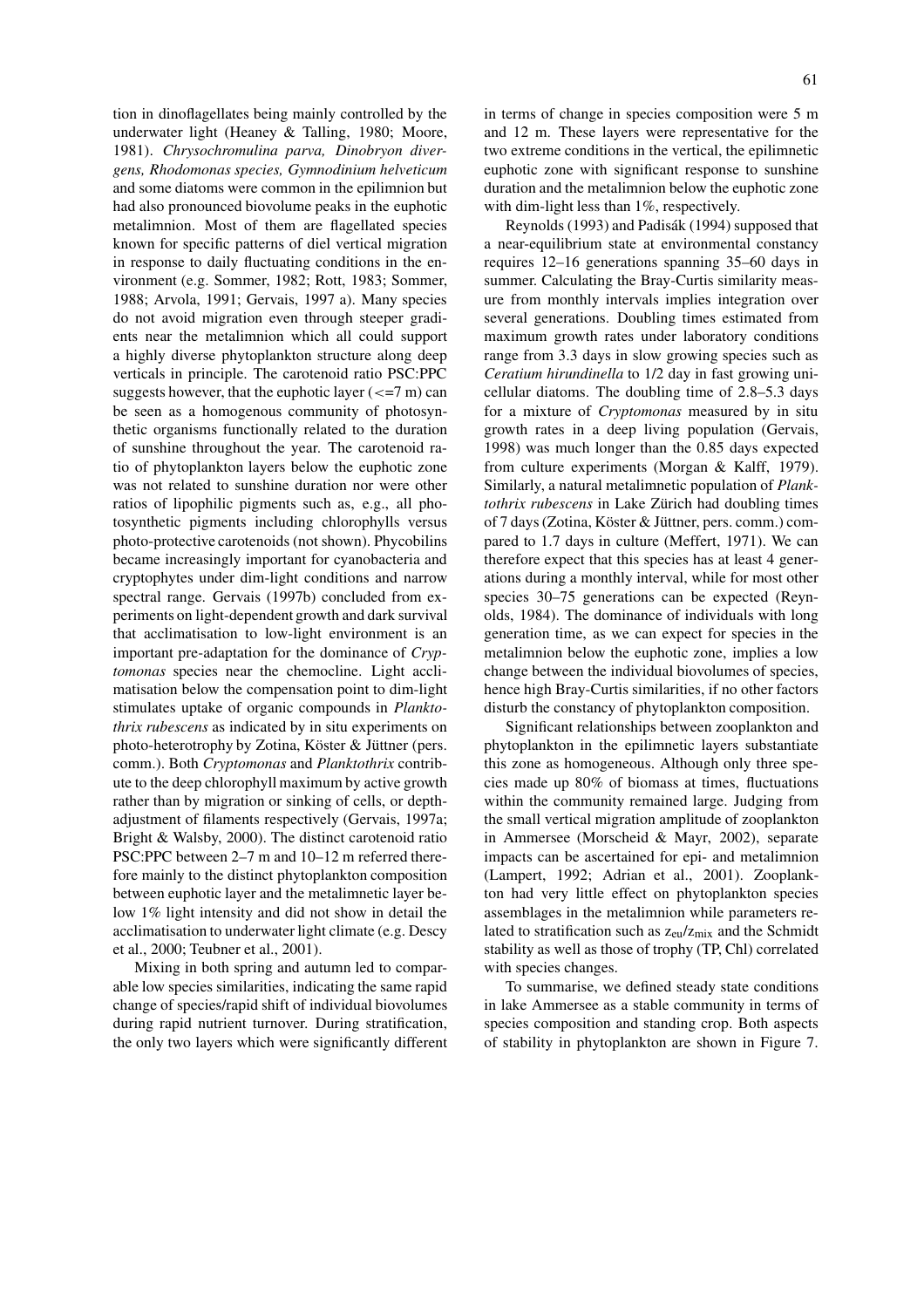tion in dinoflagellates being mainly controlled by the underwater light (Heaney & Talling, 1980; Moore, 1981). *Chrysochromulina parva, Dinobryon divergens, Rhodomonas species, Gymnodinium helveticum* and some diatoms were common in the epilimnion but had also pronounced biovolume peaks in the euphotic metalimnion. Most of them are flagellated species known for specific patterns of diel vertical migration in response to daily fluctuating conditions in the environment (e.g. Sommer, 1982; Rott, 1983; Sommer, 1988; Arvola, 1991; Gervais, 1997 a). Many species do not avoid migration even through steeper gradients near the metalimnion which all could support a highly diverse phytoplankton structure along deep verticals in principle. The carotenoid ratio PSC:PPC suggests however, that the euphotic layer (<=7 m) can be seen as a homogenous community of photosynthetic organisms functionally related to the duration of sunshine throughout the year. The carotenoid ratio of phytoplankton layers below the euphotic zone was not related to sunshine duration nor were other ratios of lipophilic pigments such as, e.g., all photosynthetic pigments including chlorophylls versus photo-protective carotenoids (not shown). Phycobilins became increasingly important for cyanobacteria and cryptophytes under dim-light conditions and narrow spectral range. Gervais (1997b) concluded from experiments on light-dependent growth and dark survival that acclimatisation to low-light environment is an important pre-adaptation for the dominance of *Cryptomonas* species near the chemocline. Light acclimatisation below the compensation point to dim-light stimulates uptake of organic compounds in *Planktothrix rubescens* as indicated by in situ experiments on photo-heterotrophy by Zotina, Köster & Jüttner (pers. comm.). Both *Cryptomonas* and *Planktothrix* contribute to the deep chlorophyll maximum by active growth rather than by migration or sinking of cells, or depth-adjustment of filaments respectively (Gervais, 1997a; Bright & Walsby, 2000). The distinct carotenoid ratio PSC:PPC between 2–7 m and 10–12 m referred therefore mainly to the distinct phytoplankton composition between euphotic layer and the metalimnetic layer below 1% light intensity and did not show in detail the acclimatisation to underwater light climate (e.g. Descy et al., 2000; Teubner et al., 2001).

Mixing in both spring and autumn led to comparable low species similarities, indicating the same rapid change of species/rapid shift of individual biovolumes during rapid nutrient turnover. During stratification, the only two layers which were significantly different in terms of change in species composition were 5 m and 12 m. These layers were representative for the two extreme conditions in the vertical, the epilimnetic euphotic zone with significant response to sunshine duration and the metalimnion below the euphotic zone with dim-light less than 1%, respectively.

Reynolds (1993) and Padisák (1994) supposed that a near-equilibrium state at environmental constancy requires 12–16 generations spanning 35–60 days in summer. Calculating the Bray-Curtis similarity measure from monthly intervals implies integration over several generations. Doubling times estimated from maximum growth rates under laboratory conditions range from 3.3 days in slow growing species such as *Ceratium hirundinella* to 1/2 day in fast growing unicellular diatoms. The doubling time of 2.8–5.3 days for a mixture of *Cryptomonas* measured by in situ growth rates in a deep living population (Gervais, 1998) was much longer than the 0.85 days expected from culture experiments (Morgan & Kalff, 1979). Similarly, a natural metalimnetic population of *Planktothrix rubescens* in Lake Zürich had doubling times of 7 days (Zotina, Köster & Jüttner, pers. comm.) compared to 1.7 days in culture (Meffert, 1971). We can therefore expect that this species has at least 4 generations during a monthly interval, while for most other species 30–75 generations can be expected (Reynolds, 1984). The dominance of individuals with long generation time, as we can expect for species in the metalimnion below the euphotic zone, implies a low change between the individual biovolumes of species, hence high Bray-Curtis similarities, if no other factors disturb the constancy of phytoplankton composition.

Significant relationships between zooplankton and phytoplankton in the epilimnetic layers substantiate this zone as homogeneous. Although only three species made up 80% of biomass at times, fluctuations within the community remained large. Judging from the small vertical migration amplitude of zooplankton in Ammersee (Morscheid & Mayr, 2002), separate impacts can be ascertained for epi- and metalimnion (Lampert, 1992; Adrian et al., 2001). Zooplankton had very little effect on phytoplankton species assemblages in the metalimnion while parameters related to stratification such as $z_{eu}/z_{mix}$ and the Schmidt stability as well as those of trophy (TP, Chl) correlated with species changes.

To summarise, we defined steady state conditions in lake Ammersee as a stable community in terms of species composition and standing crop. Both aspects of stability in phytoplankton are shown in Figure 7.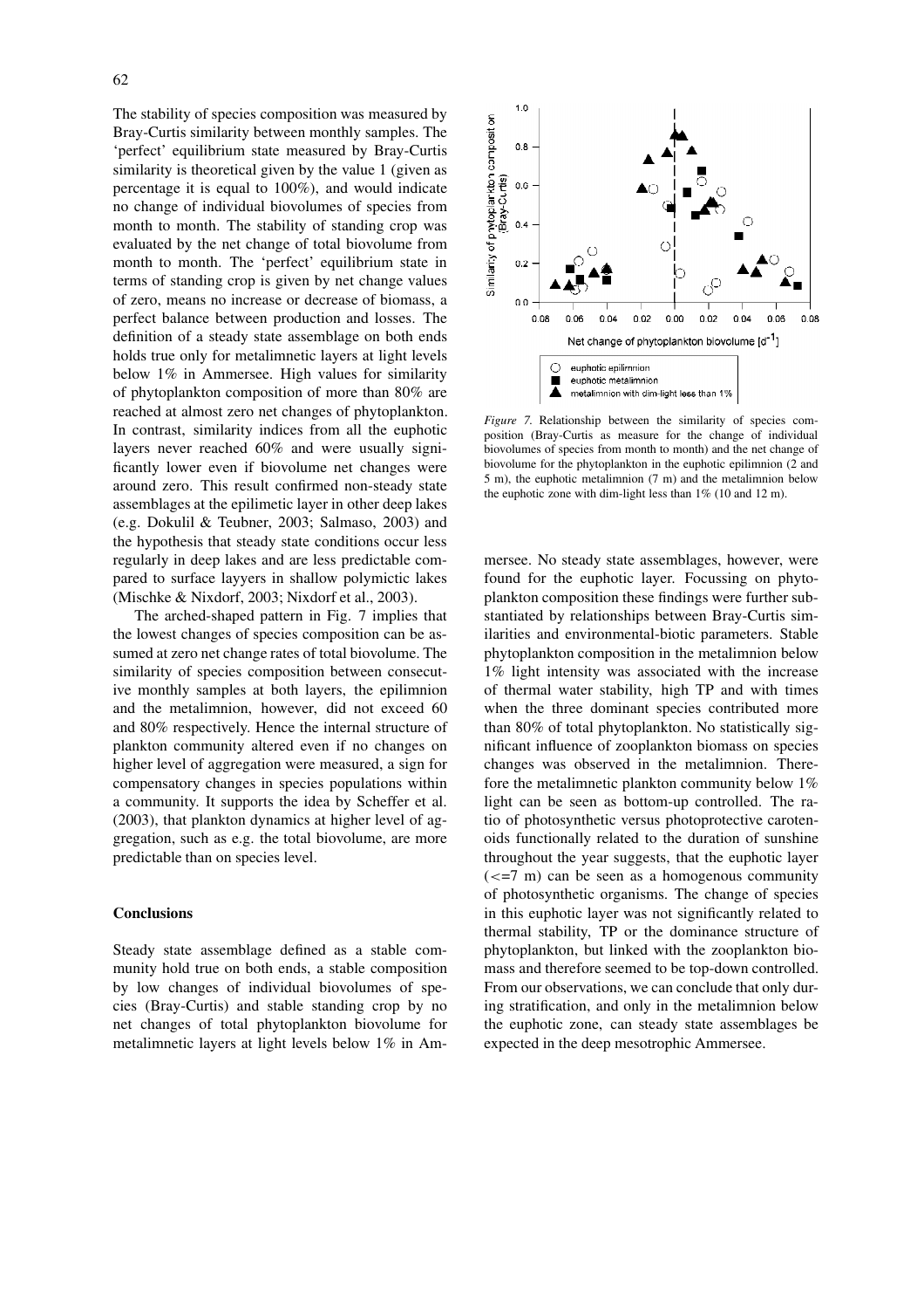The stability of species composition was measured by Bray-Curtis similarity between monthly samples. The 'perfect' equilibrium state measured by Bray-Curtis similarity is theoretical given by the value 1 (given as percentage it is equal to 100%), and would indicate no change of individual biovolumes of species from month to month. The stability of standing crop was evaluated by the net change of total biovolume from month to month. The 'perfect' equilibrium state in terms of standing crop is given by net change values of zero, means no increase or decrease of biomass, a perfect balance between production and losses. The definition of a steady state assemblage on both ends holds true only for metalimnetic layers at light levels below 1% in Ammersee. High values for similarity of phytoplankton composition of more than 80% are reached at almost zero net changes of phytoplankton. In contrast, similarity indices from all the euphotic layers never reached 60% and were usually significantly lower even if biovolume net changes were around zero. This result confirmed non-steady state assemblages at the epilimetic layer in other deep lakes (e.g. Dokulil & Teubner, 2003; Salmaso, 2003) and the hypothesis that steady state conditions occur less regularly in deep lakes and are less predictable compared to surface layyers in shallow polymictic lakes (Mischke & Nixdorf, 2003; Nixdorf et al., 2003).

The arched-shaped pattern in Fig. 7 implies that the lowest changes of species composition can be assumed at zero net change rates of total biovolume. The similarity of species composition between consecutive monthly samples at both layers, the epilimnion and the metalimnion, however, did not exceed 60 and 80% respectively. Hence the internal structure of plankton community altered even if no changes on higher level of aggregation were measured, a sign for compensatory changes in species populations within a community. It supports the idea by Scheffer et al. (2003), that plankton dynamics at higher level of aggregation, such as e.g. the total biovolume, are more predictable than on species level.

*Figure 7.* Relationship between the similarity of species composition (Bray-Curtis as measure for the change of individual biovolumes of species from month to month) and the net change of biovolume for the phytoplankton in the euphotic epilimnion (2 and 5 m), the euphotic metalimnion (7 m) and the metalimnion below the euphotic zone with dim-light less than 1% (10 and 12 m).

## Conclusions

Steady state assemblage defined as a stable community hold true on both ends, a stable composition by low changes of individual biovolumes of species (Bray-Curtis) and stable standing crop by no net changes of total phytoplankton biovolume for metalimnetic layers at light levels below 1% in Ammersee. No steady state assemblages, however, were found for the euphotic layer. Focussing on phytoplankton composition these findings were further substantiated by relationships between Bray-Curtis similarities and environmental-biotic parameters. Stable phytoplankton composition in the metalimnion below 1% light intensity was associated with the increase of thermal water stability, high TP and with times when the three dominant species contributed more than 80% of total phytoplankton. No statistically significant influence of zooplankton biomass on species changes was observed in the metalimnion. Therefore the metalimnetic plankton community below 1% light can be seen as bottom-up controlled. The ratio of photosynthetic versus photoprotective carotenoids functionally related to the duration of sunshine throughout the year suggests, that the euphotic layer (<=7 m) can be seen as a homogenous community of photosynthetic organisms. The change of species in this euphotic layer was not significantly related to thermal stability, TP or the dominance structure of phytoplankton, but linked with the zooplankton biomass and therefore seemed to be top-down controlled. From our observations, we can conclude that only during stratification, and only in the metalimnion below the euphotic zone, can steady state assemblages be expected in the deep mesotrophic Ammersee.